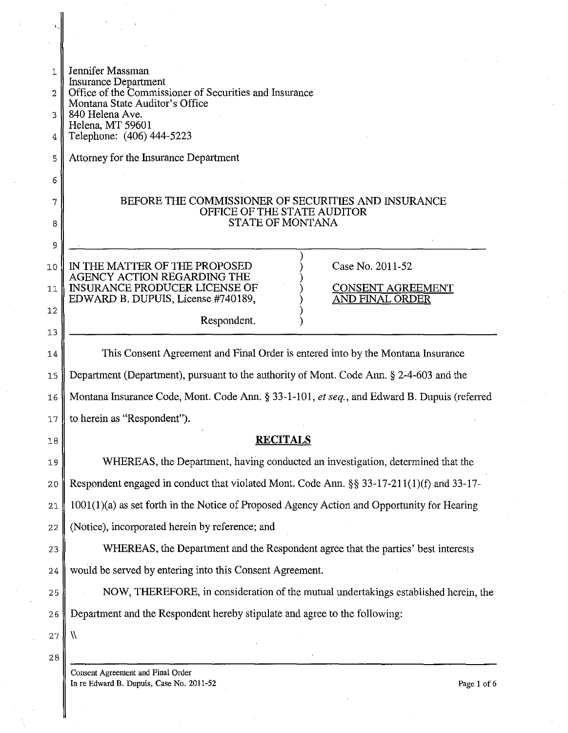Jennifer Massman
Insurance Department
Office of the Commissioner of Securities and Insurance
Montana State Auditor's Office
840 Helena Ave.
Helena, MT 59601
Telephone: (406) 444-5223

Attorney for the Insurance Department

BEFORE THE COMMISSIONER OF SECURITIES AND INSURANCE
OFFICE OF THE STATE AUDITOR
STATE OF MONTANA

| | |
|---|---|
| IN THE MATTER OF THE PROPOSED AGENCY ACTION REGARDING THE INSURANCE PRODUCER LICENSE OF EDWARD B. DUPUIS, License #740189, Respondent. | Case No. 2011-52<br><br>CONSENT AGREEMENT AND FINAL ORDER |

This Consent Agreement and Final Order is entered into by the Montana Insurance Department (Department), pursuant to the authority of Mont. Code Ann. § 2-4-603 and the Montana Insurance Code, Mont. Code Ann. § 33-1-101, *et seq.*, and Edward B. Dupuis (referred to herein as "Respondent").

## RECITALS

WHEREAS, the Department, having conducted an investigation, determined that the Respondent engaged in conduct that violated Mont. Code Ann. §§ 33-17-211(1)(f) and 33-17-1001(1)(a) as set forth in the Notice of Proposed Agency Action and Opportunity for Hearing (Notice), incorporated herein by reference; and

WHEREAS, the Department and the Respondent agree that the parties' best interests would be served by entering into this Consent Agreement.

NOW, THEREFORE, in consideration of the mutual undertakings established herein, the Department and the Respondent hereby stipulate and agree to the following:

\\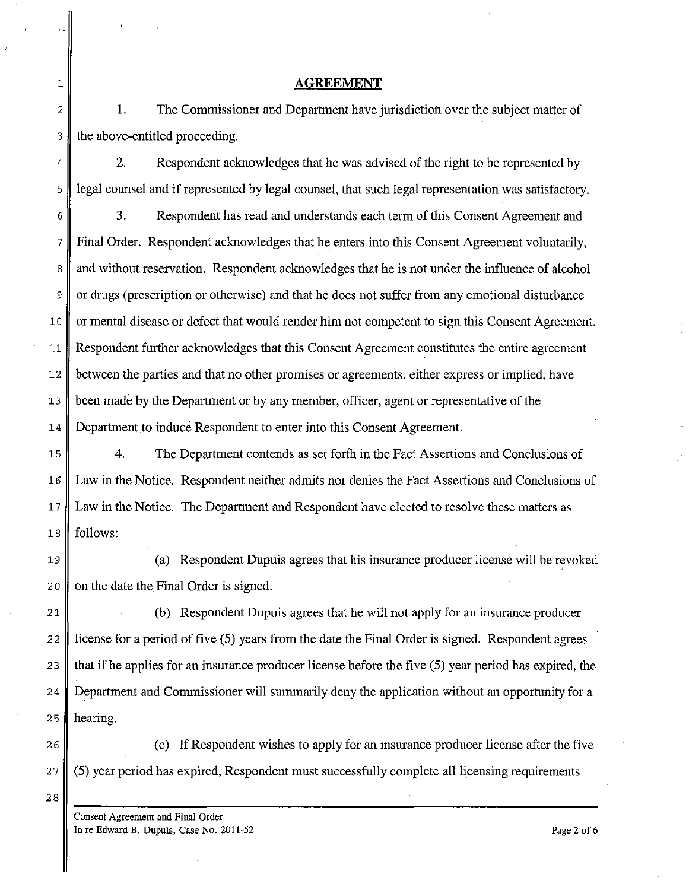## AGREEMENT

1. The Commissioner and Department have jurisdiction over the subject matter of the above-entitled proceeding.

2. Respondent acknowledges that he was advised of the right to be represented by legal counsel and if represented by legal counsel, that such legal representation was satisfactory.

3. Respondent has read and understands each term of this Consent Agreement and Final Order. Respondent acknowledges that he enters into this Consent Agreement voluntarily, and without reservation. Respondent acknowledges that he is not under the influence of alcohol or drugs (prescription or otherwise) and that he does not suffer from any emotional disturbance or mental disease or defect that would render him not competent to sign this Consent Agreement. Respondent further acknowledges that this Consent Agreement constitutes the entire agreement between the parties and that no other promises or agreements, either express or implied, have been made by the Department or by any member, officer, agent or representative of the Department to induce Respondent to enter into this Consent Agreement.

4. The Department contends as set forth in the Fact Assertions and Conclusions of Law in the Notice. Respondent neither admits nor denies the Fact Assertions and Conclusions of Law in the Notice. The Department and Respondent have elected to resolve these matters as follows:

(a) Respondent Dupuis agrees that his insurance producer license will be revoked on the date the Final Order is signed.

(b) Respondent Dupuis agrees that he will not apply for an insurance producer license for a period of five (5) years from the date the Final Order is signed. Respondent agrees that if he applies for an insurance producer license before the five (5) year period has expired, the Department and Commissioner will summarily deny the application without an opportunity for a hearing.

(c) If Respondent wishes to apply for an insurance producer license after the five (5) year period has expired, Respondent must successfully complete all licensing requirements

Consent Agreement and Final Order
In re Edward B. Dupuis, Case No. 2011-52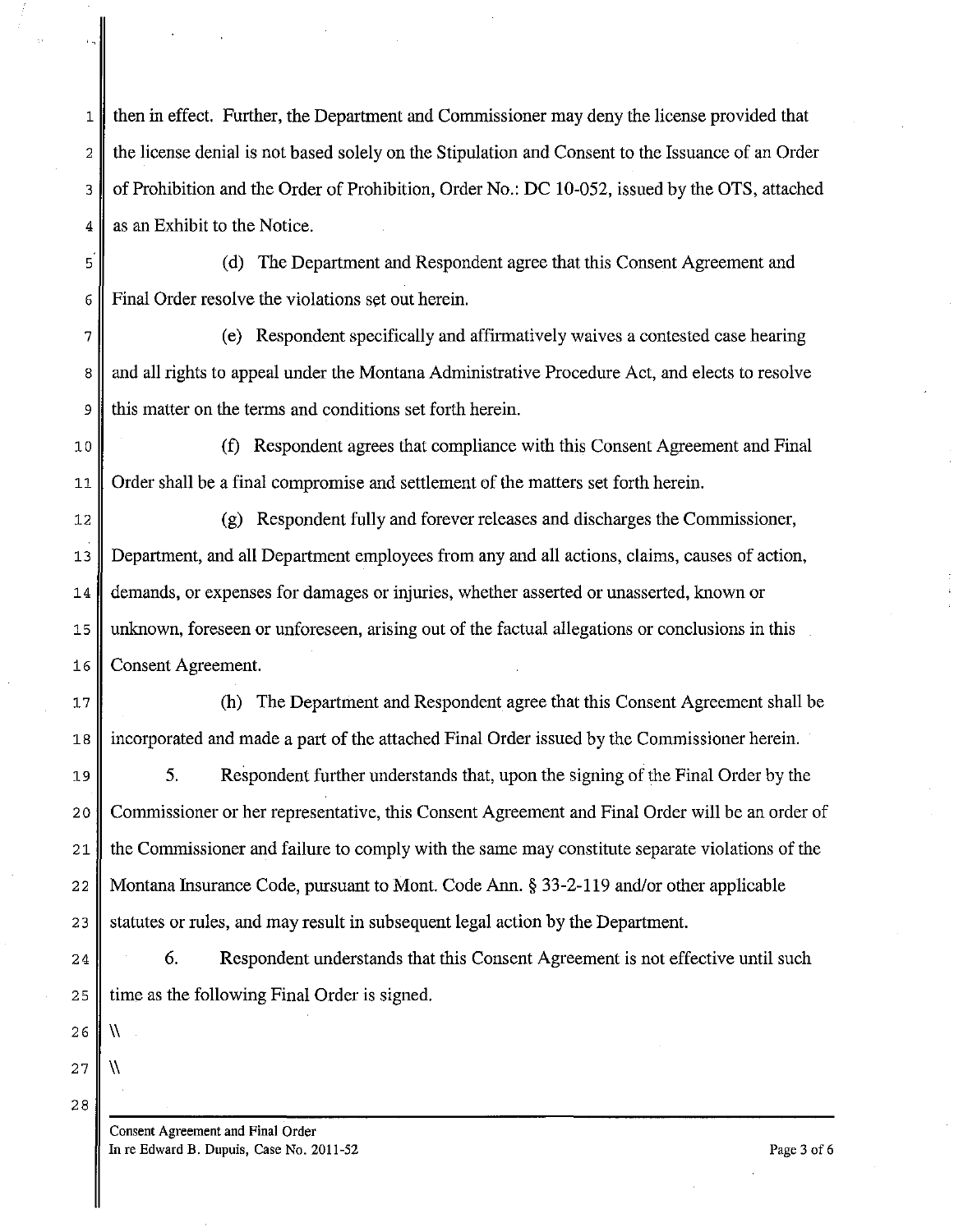then in effect. Further, the Department and Commissioner may deny the license provided that the license denial is not based solely on the Stipulation and Consent to the Issuance of an Order of Prohibition and the Order of Prohibition, Order No.: DC 10-052, issued by the OTS, attached as an Exhibit to the Notice.

(d) The Department and Respondent agree that this Consent Agreement and Final Order resolve the violations set out herein.

(e) Respondent specifically and affirmatively waives a contested case hearing and all rights to appeal under the Montana Administrative Procedure Act, and elects to resolve this matter on the terms and conditions set forth herein.

(f) Respondent agrees that compliance with this Consent Agreement and Final Order shall be a final compromise and settlement of the matters set forth herein.

(g) Respondent fully and forever releases and discharges the Commissioner, Department, and all Department employees from any and all actions, claims, causes of action, demands, or expenses for damages or injuries, whether asserted or unasserted, known or unknown, foreseen or unforeseen, arising out of the factual allegations or conclusions in this Consent Agreement.

(h) The Department and Respondent agree that this Consent Agreement shall be incorporated and made a part of the attached Final Order issued by the Commissioner herein.

5. Respondent further understands that, upon the signing of the Final Order by the Commissioner or her representative, this Consent Agreement and Final Order will be an order of the Commissioner and failure to comply with the same may constitute separate violations of the Montana Insurance Code, pursuant to Mont. Code Ann. § 33-2-119 and/or other applicable statutes or rules, and may result in subsequent legal action by the Department.

6. Respondent understands that this Consent Agreement is not effective until such time as the following Final Order is signed.

\\

\\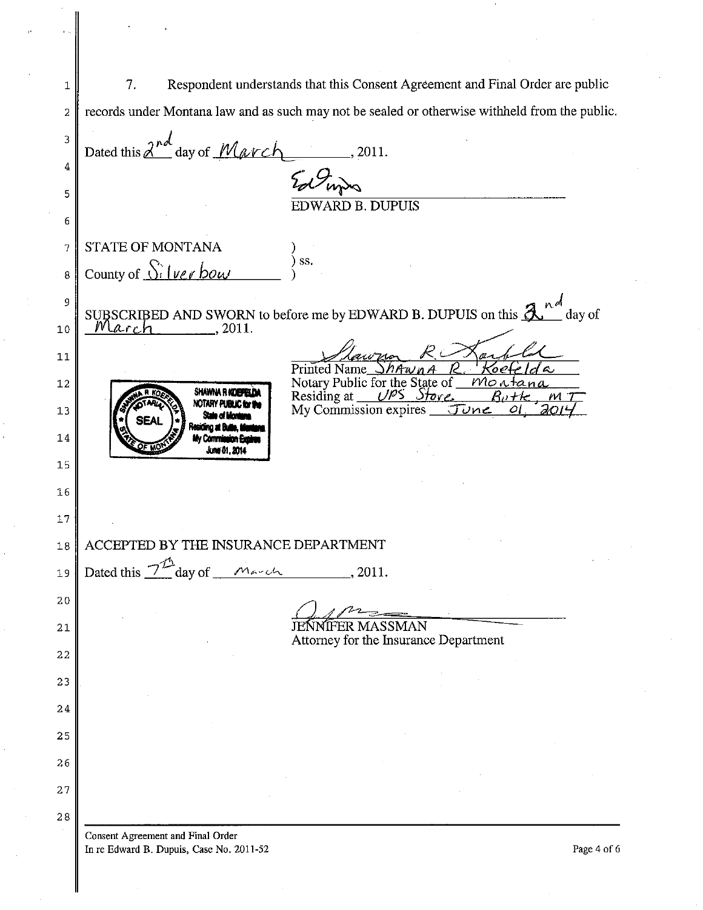7. Respondent understands that this Consent Agreement and Final Order are public records under Montana law and as such may not be sealed or otherwise withheld from the public.

Dated this 2nd day of March, 2011.

Ed Dupuis

EDWARD B. DUPUIS

STATE OF MONTANA )
) ss.
County of Silver bow )

SUBSCRIBED AND SWORN to before me by EDWARD B. DUPUIS on this 2nd day of March, 2011.

Shawna R. Koefelda

Printed Name Shawna R. Koefelda
Notary Public for the State of Montana
Residing at UPS Store, Butte, MT
My Commission expires June 01, 2014

SHAWNA R KOEFELDA
NOTARY PUBLIC for the State of Montana
Residing at Butte, Montana
My Commission Expires June 01, 2014

ACCEPTED BY THE INSURANCE DEPARTMENT

Dated this 7th day of March, 2011.

JENNIFER MASSMAN
Attorney for the Insurance Department

Consent Agreement and Final Order
In re Edward B. Dupuis, Case No. 2011-52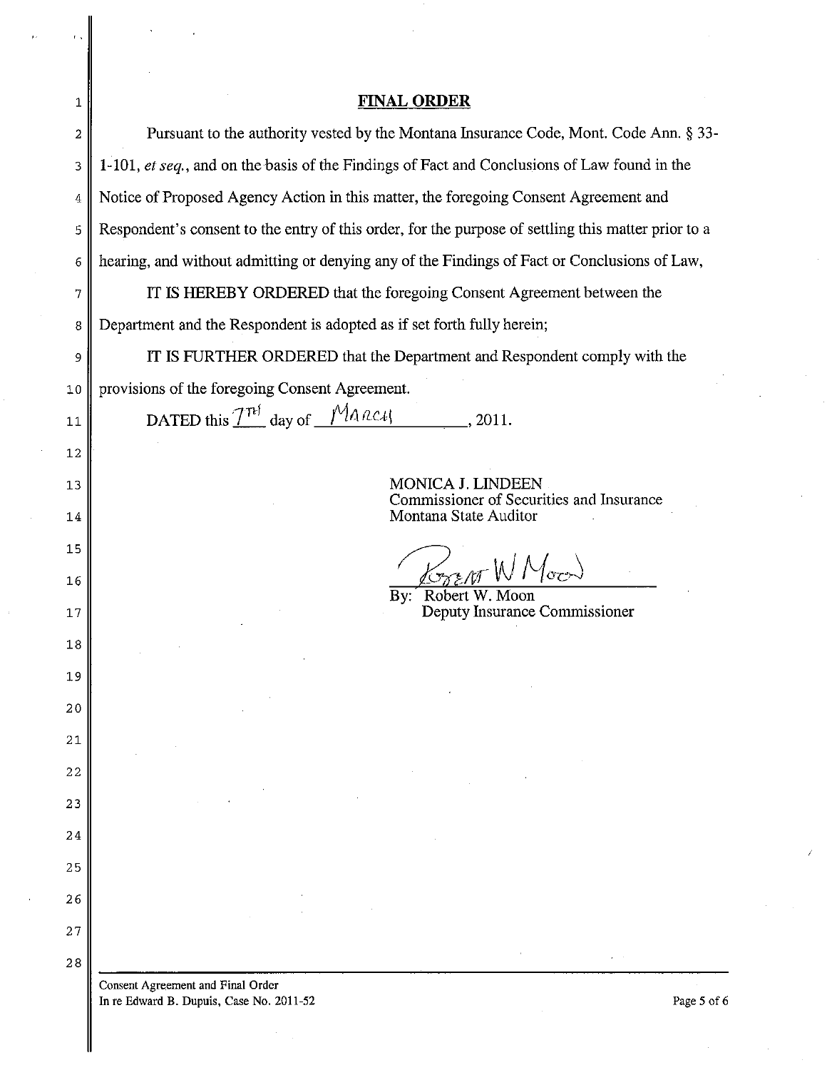## FINAL ORDER

Pursuant to the authority vested by the Montana Insurance Code, Mont. Code Ann. § 33-1-101, *et seq.*, and on the basis of the Findings of Fact and Conclusions of Law found in the Notice of Proposed Agency Action in this matter, the foregoing Consent Agreement and Respondent's consent to the entry of this order, for the purpose of settling this matter prior to a hearing, and without admitting or denying any of the Findings of Fact or Conclusions of Law,

IT IS HEREBY ORDERED that the foregoing Consent Agreement between the Department and the Respondent is adopted as if set forth fully herein;

IT IS FURTHER ORDERED that the Department and Respondent comply with the provisions of the foregoing Consent Agreement.

DATED this 7TH day of MARCH, 2011.

MONICA J. LINDEEN
Commissioner of Securities and Insurance
Montana State Auditor

By: Robert W. Moon
Deputy Insurance Commissioner

Consent Agreement and Final Order
In re Edward B. Dupuis, Case No. 2011-52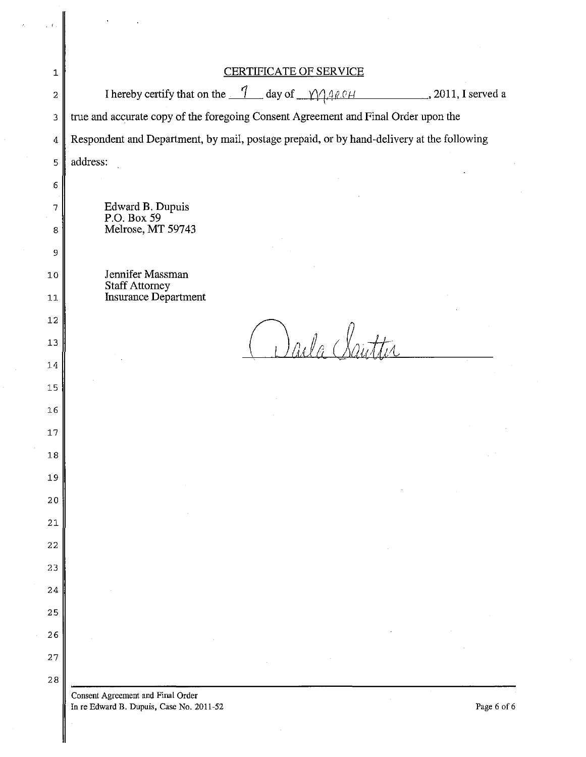## CERTIFICATE OF SERVICE

I hereby certify that on the 7 day of MARCH, 2011, I served a true and accurate copy of the foregoing Consent Agreement and Final Order upon the Respondent and Department, by mail, postage prepaid, or by hand-delivery at the following address:

Edward B. Dupuis
P.O. Box 59
Melrose, MT 59743

Jennifer Massman
Staff Attorney
Insurance Department

Darla Sautter

Consent Agreement and Final Order
In re Edward B. Dupuis, Case No. 2011-52